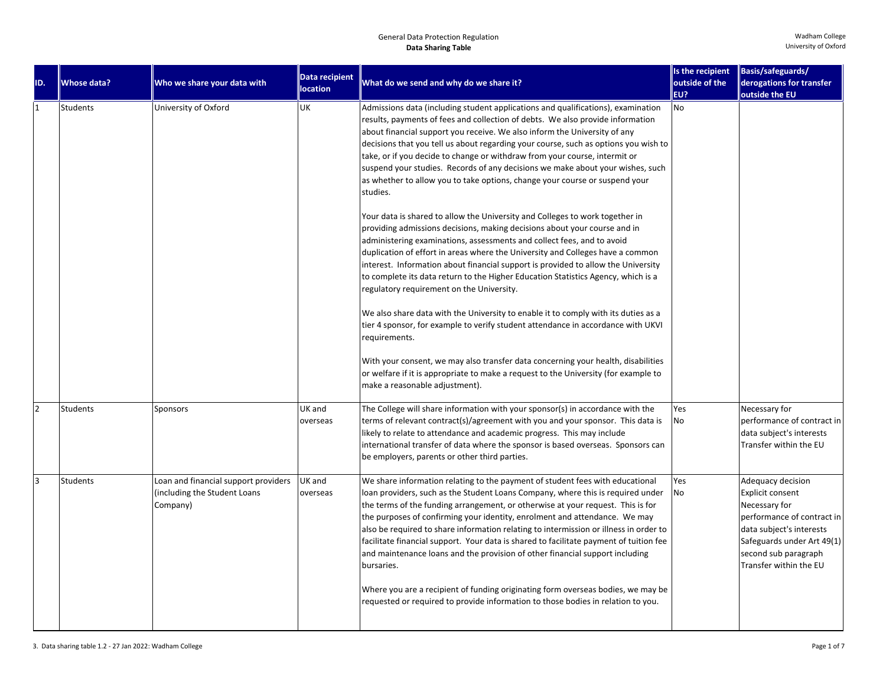General Data Protection Regulation
**Data Sharing Table**

Wadham College
University of Oxford

| ID. | Whose data? | Who we share your data with | Data recipient location | What do we send and why do we share it? | Is the recipient outside of the EU? | Basis/safeguards/ derogations for transfer outside the EU |
|---|---|---|---|---|---|---|
| 1 | Students | University of Oxford | UK | Admissions data (including student applications and qualifications), examination results, payments of fees and collection of debts. We also provide information about financial support you receive. We also inform the University of any decisions that you tell us about regarding your course, such as options you wish to take, or if you decide to change or withdraw from your course, intermit or suspend your studies. Records of any decisions we make about your wishes, such as whether to allow you to take options, change your course or suspend your studies.<br><br>Your data is shared to allow the University and Colleges to work together in providing admissions decisions, making decisions about your course and in administering examinations, assessments and collect fees, and to avoid duplication of effort in areas where the University and Colleges have a common interest. Information about financial support is provided to allow the University to complete its data return to the Higher Education Statistics Agency, which is a regulatory requirement on the University.<br><br>We also share data with the University to enable it to comply with its duties as a tier 4 sponsor, for example to verify student attendance in accordance with UKVI requirements.<br><br>With your consent, we may also transfer data concerning your health, disabilities or welfare if it is appropriate to make a request to the University (for example to make a reasonable adjustment). | No | |
| 2 | Students | Sponsors | UK and overseas | The College will share information with your sponsor(s) in accordance with the terms of relevant contract(s)/agreement with you and your sponsor. This data is likely to relate to attendance and academic progress. This may include international transfer of data where the sponsor is based overseas. Sponsors can be employers, parents or other third parties. | Yes<br>No | Necessary for performance of contract in data subject's interests<br>Transfer within the EU |
| 3 | Students | Loan and financial support providers (including the Student Loans Company) | UK and overseas | We share information relating to the payment of student fees with educational loan providers, such as the Student Loans Company, where this is required under the terms of the funding arrangement, or otherwise at your request. This is for the purposes of confirming your identity, enrolment and attendance. We may also be required to share information relating to intermission or illness in order to facilitate financial support. Your data is shared to facilitate payment of tuition fee and maintenance loans and the provision of other financial support including bursaries.<br><br>Where you are a recipient of funding originating form overseas bodies, we may be requested or required to provide information to those bodies in relation to you. | Yes<br>No | Adequacy decision<br>Explicit consent<br>Necessary for performance of contract in data subject's interests<br>Safeguards under Art 49(1) second sub paragraph<br>Transfer within the EU |

3. Data sharing table 1.2 - 27 Jan 2022: Wadham College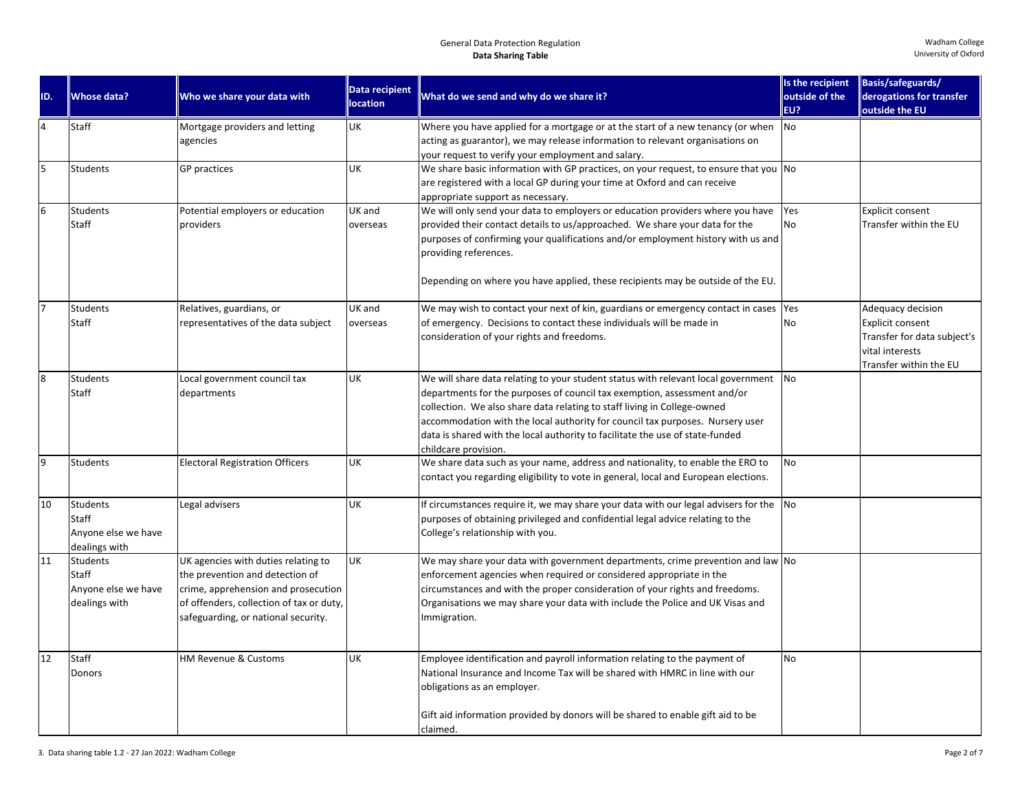| ID. | Whose data? | Who we share your data with | Data recipient location | What do we send and why do we share it? | Is the recipient outside of the EU? | Basis/safeguards/ derogations for transfer outside the EU |
|---|---|---|---|---|---|---|
| 4 | Staff | Mortgage providers and letting agencies | UK | Where you have applied for a mortgage or at the start of a new tenancy (or when acting as guarantor), we may release information to relevant organisations on your request to verify your employment and salary. | No | |
| 5 | Students | GP practices | UK | We share basic information with GP practices, on your request, to ensure that you are registered with a local GP during your time at Oxford and can receive appropriate support as necessary. | No | |
| 6 | Students<br>Staff | Potential employers or education providers | UK and overseas | We will only send your data to employers or education providers where you have provided their contact details to us/approached. We share your data for the purposes of confirming your qualifications and/or employment history with us and providing references.<br><br>Depending on where you have applied, these recipients may be outside of the EU. | Yes<br>No | Explicit consent<br>Transfer within the EU |
| 7 | Students<br>Staff | Relatives, guardians, or representatives of the data subject | UK and overseas | We may wish to contact your next of kin, guardians or emergency contact in cases of emergency. Decisions to contact these individuals will be made in consideration of your rights and freedoms. | Yes<br>No | Adequacy decision<br>Explicit consent<br>Transfer for data subject's vital interests<br>Transfer within the EU |
| 8 | Students<br>Staff | Local government council tax departments | UK | We will share data relating to your student status with relevant local government departments for the purposes of council tax exemption, assessment and/or collection. We also share data relating to staff living in College-owned accommodation with the local authority for council tax purposes. Nursery user data is shared with the local authority to facilitate the use of state-funded childcare provision. | No | |
| 9 | Students | Electoral Registration Officers | UK | We share data such as your name, address and nationality, to enable the ERO to contact you regarding eligibility to vote in general, local and European elections. | No | |
| 10 | Students<br>Staff<br>Anyone else we have dealings with | Legal advisers | UK | If circumstances require it, we may share your data with our legal advisers for the purposes of obtaining privileged and confidential legal advice relating to the College's relationship with you. | No | |
| 11 | Students<br>Staff<br>Anyone else we have dealings with | UK agencies with duties relating to the prevention and detection of crime, apprehension and prosecution of offenders, collection of tax or duty, safeguarding, or national security. | UK | We may share your data with government departments, crime prevention and law enforcement agencies when required or considered appropriate in the circumstances and with the proper consideration of your rights and freedoms. Organisations we may share your data with include the Police and UK Visas and Immigration. | No | |
| 12 | Staff<br>Donors | HM Revenue & Customs | UK | Employee identification and payroll information relating to the payment of National Insurance and Income Tax will be shared with HMRC in line with our obligations as an employer.<br><br>Gift aid information provided by donors will be shared to enable gift aid to be claimed. | No | |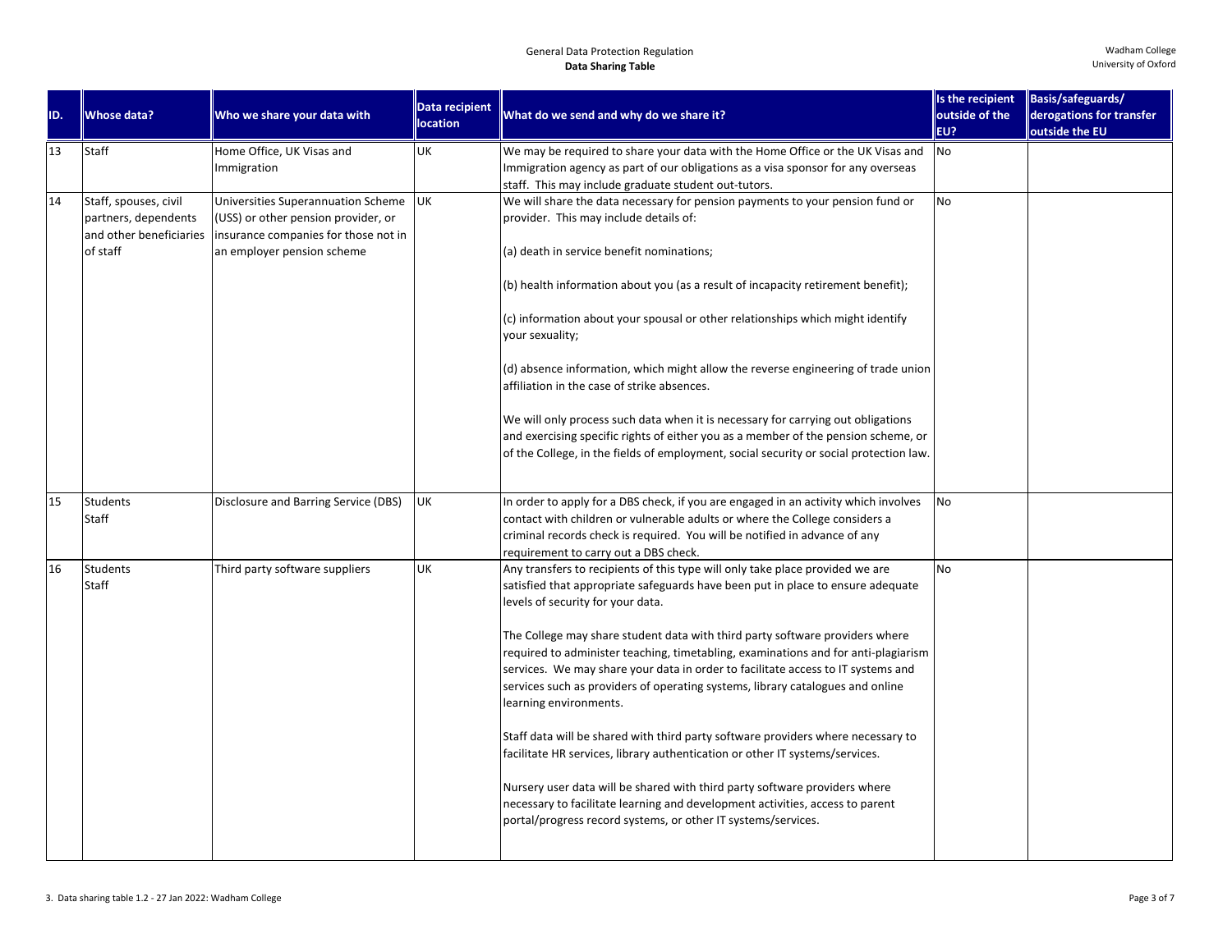| ID. | Whose data? | Who we share your data with | Data recipient location | What do we send and why do we share it? | Is the recipient outside of the EU? | Basis/safeguards/ derogations for transfer outside the EU |
|---|---|---|---|---|---|---|
| 13 | Staff | Home Office, UK Visas and Immigration | UK | We may be required to share your data with the Home Office or the UK Visas and Immigration agency as part of our obligations as a visa sponsor for any overseas staff. This may include graduate student out-tutors. | No | |
| 14 | Staff, spouses, civil partners, dependents and other beneficiaries of staff | Universities Superannuation Scheme (USS) or other pension provider, or insurance companies for those not in an employer pension scheme | UK | We will share the data necessary for pension payments to your pension fund or provider. This may include details of:<br><br>(a) death in service benefit nominations;<br><br>(b) health information about you (as a result of incapacity retirement benefit);<br><br>(c) information about your spousal or other relationships which might identify your sexuality;<br><br>(d) absence information, which might allow the reverse engineering of trade union affiliation in the case of strike absences.<br><br>We will only process such data when it is necessary for carrying out obligations and exercising specific rights of either you as a member of the pension scheme, or of the College, in the fields of employment, social security or social protection law. | No | |
| 15 | Students<br>Staff | Disclosure and Barring Service (DBS) | UK | In order to apply for a DBS check, if you are engaged in an activity which involves contact with children or vulnerable adults or where the College considers a criminal records check is required. You will be notified in advance of any requirement to carry out a DBS check. | No | |
| 16 | Students<br>Staff | Third party software suppliers | UK | Any transfers to recipients of this type will only take place provided we are satisfied that appropriate safeguards have been put in place to ensure adequate levels of security for your data.<br><br>The College may share student data with third party software providers where required to administer teaching, timetabling, examinations and for anti-plagiarism services. We may share your data in order to facilitate access to IT systems and services such as providers of operating systems, library catalogues and online learning environments.<br><br>Staff data will be shared with third party software providers where necessary to facilitate HR services, library authentication or other IT systems/services.<br><br>Nursery user data will be shared with third party software providers where necessary to facilitate learning and development activities, access to parent portal/progress record systems, or other IT systems/services. | No | |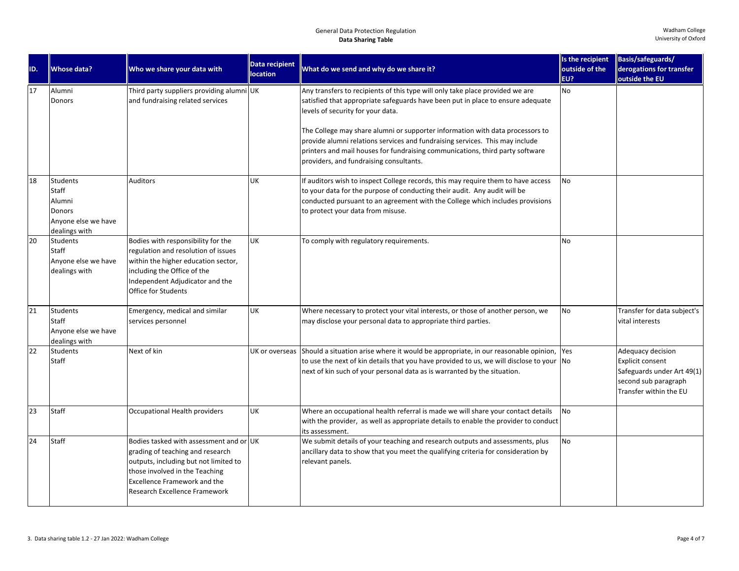| ID. | Whose data? | Who we share your data with | Data recipient location | What do we send and why do we share it? | Is the recipient outside of the EU? | Basis/safeguards/ derogations for transfer outside the EU |
|---|---|---|---|---|---|---|
| 17 | Alumni<br>Donors | Third party suppliers providing alumni and fundraising related services | UK | Any transfers to recipients of this type will only take place provided we are satisfied that appropriate safeguards have been put in place to ensure adequate levels of security for your data.<br><br>The College may share alumni or supporter information with data processors to provide alumni relations services and fundraising services. This may include printers and mail houses for fundraising communications, third party software providers, and fundraising consultants. | No | |
| 18 | Students<br>Staff<br>Alumni<br>Donors<br>Anyone else we have dealings with | Auditors | UK | If auditors wish to inspect College records, this may require them to have access to your data for the purpose of conducting their audit. Any audit will be conducted pursuant to an agreement with the College which includes provisions to protect your data from misuse. | No | |
| 20 | Students<br>Staff<br>Anyone else we have dealings with | Bodies with responsibility for the regulation and resolution of issues within the higher education sector, including the Office of the Independent Adjudicator and the Office for Students | UK | To comply with regulatory requirements. | No | |
| 21 | Students<br>Staff<br>Anyone else we have dealings with | Emergency, medical and similar services personnel | UK | Where necessary to protect your vital interests, or those of another person, we may disclose your personal data to appropriate third parties. | No | Transfer for data subject's vital interests |
| 22 | Students<br>Staff | Next of kin | UK or overseas | Should a situation arise where it would be appropriate, in our reasonable opinion, to use the next of kin details that you have provided to us, we will disclose to your next of kin such of your personal data as is warranted by the situation. | Yes<br>No | Adequacy decision<br>Explicit consent<br>Safeguards under Art 49(1) second sub paragraph<br>Transfer within the EU |
| 23 | Staff | Occupational Health providers | UK | Where an occupational health referral is made we will share your contact details with the provider, as well as appropriate details to enable the provider to conduct its assessment. | No | |
| 24 | Staff | Bodies tasked with assessment and or grading of teaching and research outputs, including but not limited to those involved in the Teaching Excellence Framework and the Research Excellence Framework | UK | We submit details of your teaching and research outputs and assessments, plus ancillary data to show that you meet the qualifying criteria for consideration by relevant panels. | No | |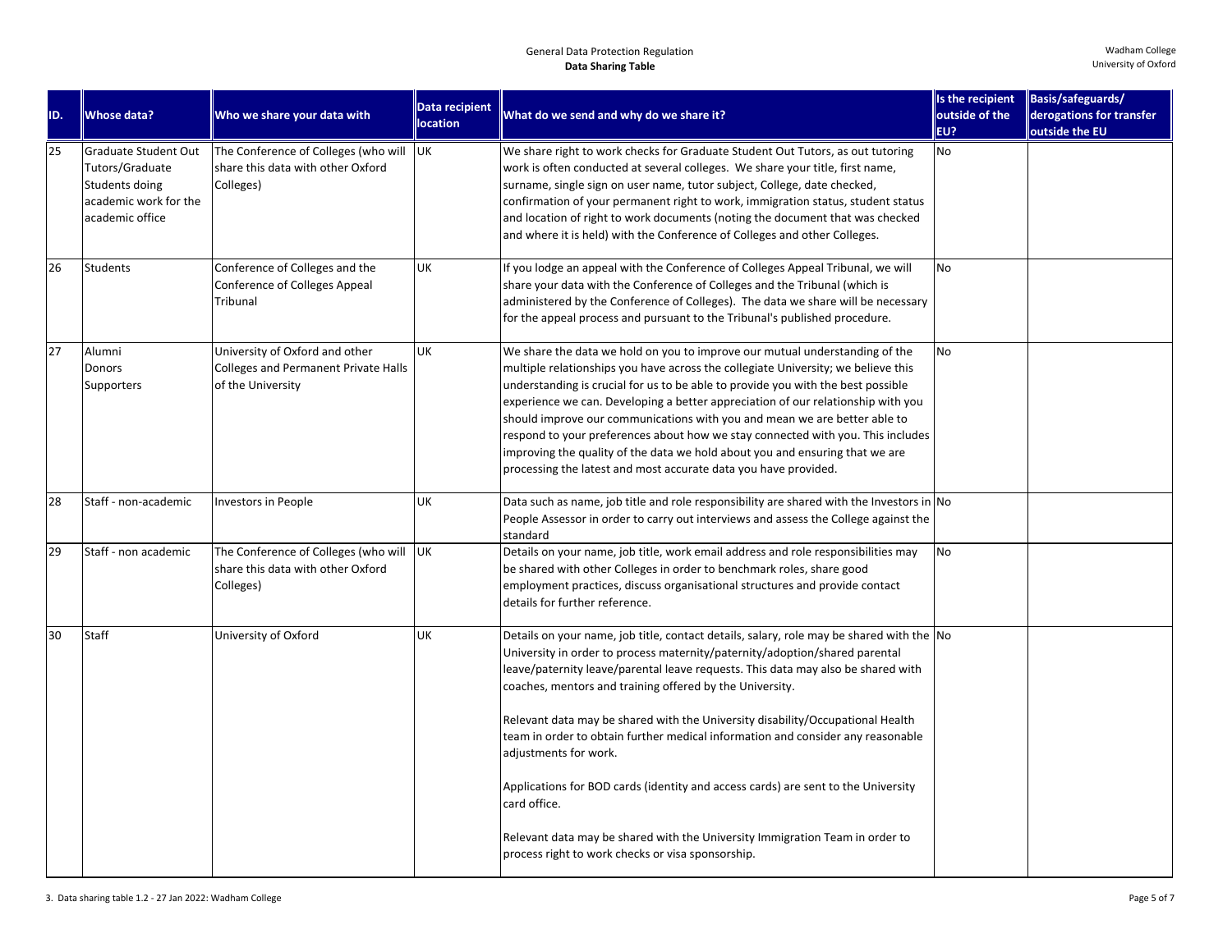| ID. | Whose data? | Who we share your data with | Data recipient location | What do we send and why do we share it? | Is the recipient outside of the EU? | Basis/safeguards/ derogations for transfer outside the EU |
|---|---|---|---|---|---|---|
| 25 | Graduate Student Out Tutors/Graduate Students doing academic work for the academic office | The Conference of Colleges (who will share this data with other Oxford Colleges) | UK | We share right to work checks for Graduate Student Out Tutors, as out tutoring work is often conducted at several colleges. We share your title, first name, surname, single sign on user name, tutor subject, College, date checked, confirmation of your permanent right to work, immigration status, student status and location of right to work documents (noting the document that was checked and where it is held) with the Conference of Colleges and other Colleges. | No | |
| 26 | Students | Conference of Colleges and the Conference of Colleges Appeal Tribunal | UK | If you lodge an appeal with the Conference of Colleges Appeal Tribunal, we will share your data with the Conference of Colleges and the Tribunal (which is administered by the Conference of Colleges). The data we share will be necessary for the appeal process and pursuant to the Tribunal's published procedure. | No | |
| 27 | Alumni<br>Donors<br>Supporters | University of Oxford and other Colleges and Permanent Private Halls of the University | UK | We share the data we hold on you to improve our mutual understanding of the multiple relationships you have across the collegiate University; we believe this understanding is crucial for us to be able to provide you with the best possible experience we can. Developing a better appreciation of our relationship with you should improve our communications with you and mean we are better able to respond to your preferences about how we stay connected with you. This includes improving the quality of the data we hold about you and ensuring that we are processing the latest and most accurate data you have provided. | No | |
| 28 | Staff - non-academic | Investors in People | UK | Data such as name, job title and role responsibility are shared with the Investors in People Assessor in order to carry out interviews and assess the College against the standard | No | |
| 29 | Staff - non academic | The Conference of Colleges (who will share this data with other Oxford Colleges) | UK | Details on your name, job title, work email address and role responsibilities may be shared with other Colleges in order to benchmark roles, share good employment practices, discuss organisational structures and provide contact details for further reference. | No | |
| 30 | Staff | University of Oxford | UK | Details on your name, job title, contact details, salary, role may be shared with the University in order to process maternity/paternity/adoption/shared parental leave/paternity leave/parental leave requests. This data may also be shared with coaches, mentors and training offered by the University.<br><br>Relevant data may be shared with the University disability/Occupational Health team in order to obtain further medical information and consider any reasonable adjustments for work.<br><br>Applications for BOD cards (identity and access cards) are sent to the University card office.<br><br>Relevant data may be shared with the University Immigration Team in order to process right to work checks or visa sponsorship. | No | |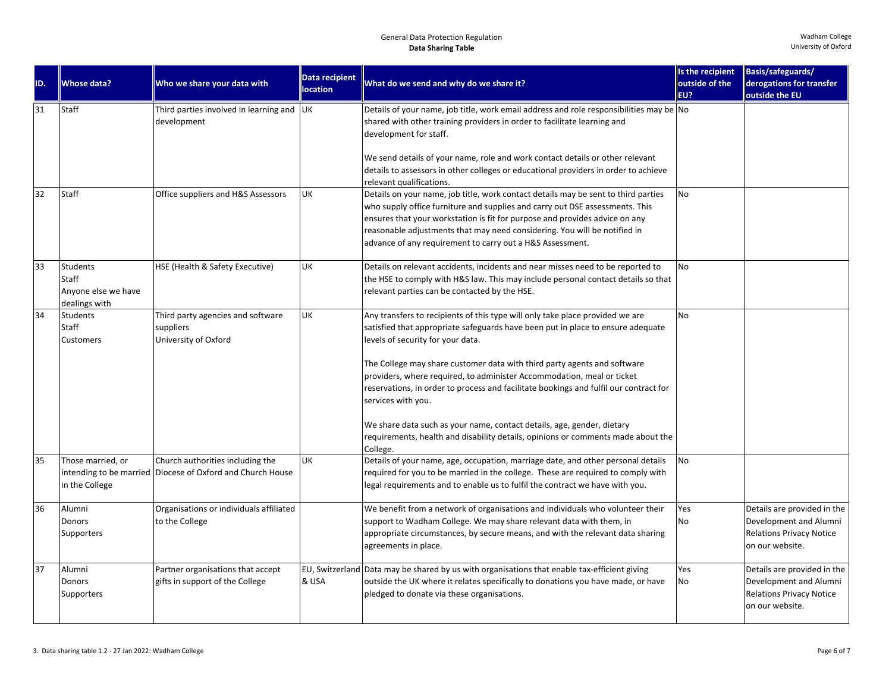| ID. | Whose data? | Who we share your data with | Data recipient location | What do we send and why do we share it? | Is the recipient outside of the EU? | Basis/safeguards/ derogations for transfer outside the EU |
|---|---|---|---|---|---|---|
| 31 | Staff | Third parties involved in learning and development | UK | Details of your name, job title, work email address and role responsibilities may be shared with other training providers in order to facilitate learning and development for staff.<br><br>We send details of your name, role and work contact details or other relevant details to assessors in other colleges or educational providers in order to achieve relevant qualifications. | No | |
| 32 | Staff | Office suppliers and H&S Assessors | UK | Details on your name, job title, work contact details may be sent to third parties who supply office furniture and supplies and carry out DSE assessments. This ensures that your workstation is fit for purpose and provides advice on any reasonable adjustments that may need considering. You will be notified in advance of any requirement to carry out a H&S Assessment. | No | |
| 33 | Students<br>Staff<br>Anyone else we have dealings with | HSE (Health & Safety Executive) | UK | Details on relevant accidents, incidents and near misses need to be reported to the HSE to comply with H&S law. This may include personal contact details so that relevant parties can be contacted by the HSE. | No | |
| 34 | Students<br>Staff<br>Customers | Third party agencies and software suppliers<br>University of Oxford | UK | Any transfers to recipients of this type will only take place provided we are satisfied that appropriate safeguards have been put in place to ensure adequate levels of security for your data.<br><br>The College may share customer data with third party agents and software providers, where required, to administer Accommodation, meal or ticket reservations, in order to process and facilitate bookings and fulfil our contract for services with you.<br><br>We share data such as your name, contact details, age, gender, dietary requirements, health and disability details, opinions or comments made about the College. | No | |
| 35 | Those married, or intending to be married in the College | Church authorities including the Diocese of Oxford and Church House | UK | Details of your name, age, occupation, marriage date, and other personal details required for you to be married in the college. These are required to comply with legal requirements and to enable us to fulfil the contract we have with you. | No | |
| 36 | Alumni<br>Donors<br>Supporters | Organisations or individuals affiliated to the College | | We benefit from a network of organisations and individuals who volunteer their support to Wadham College. We may share relevant data with them, in appropriate circumstances, by secure means, and with the relevant data sharing agreements in place. | Yes<br>No | Details are provided in the Development and Alumni Relations Privacy Notice on our website. |
| 37 | Alumni<br>Donors<br>Supporters | Partner organisations that accept gifts in support of the College | EU, Switzerland & USA | Data may be shared by us with organisations that enable tax-efficient giving outside the UK where it relates specifically to donations you have made, or have pledged to donate via these organisations. | Yes<br>No | Details are provided in the Development and Alumni Relations Privacy Notice on our website. |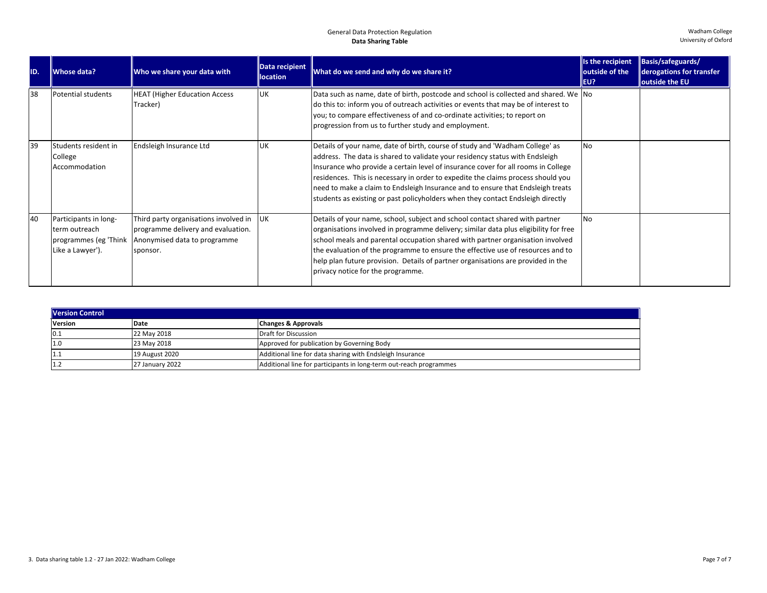| ID. | Whose data? | Who we share your data with | Data recipient location | What do we send and why do we share it? | Is the recipient outside of the EU? | Basis/safeguards/ derogations for transfer outside the EU |
|---|---|---|---|---|---|---|
| 38 | Potential students | HEAT (Higher Education Access Tracker) | UK | Data such as name, date of birth, postcode and school is collected and shared. We do this to: inform you of outreach activities or events that may be of interest to you; to compare effectiveness of and co-ordinate activities; to report on progression from us to further study and employment. | No | |
| 39 | Students resident in College Accommodation | Endsleigh Insurance Ltd | UK | Details of your name, date of birth, course of study and 'Wadham College' as address. The data is shared to validate your residency status with Endsleigh Insurance who provide a certain level of insurance cover for all rooms in College residences. This is necessary in order to expedite the claims process should you need to make a claim to Endsleigh Insurance and to ensure that Endsleigh treats students as existing or past policyholders when they contact Endsleigh directly | No | |
| 40 | Participants in long-term outreach programmes (eg 'Think Like a Lawyer'). | Third party organisations involved in programme delivery and evaluation. Anonymised data to programme sponsor. | UK | Details of your name, school, subject and school contact shared with partner organisations involved in programme delivery; similar data plus eligibility for free school meals and parental occupation shared with partner organisation involved the evaluation of the programme to ensure the effective use of resources and to help plan future provision. Details of partner organisations are provided in the privacy notice for the programme. | No | |

| Version Control | | |
|---|---|---|
| **Version** | **Date** | **Changes & Approvals** |
| 0.1 | 22 May 2018 | Draft for Discussion |
| 1.0 | 23 May 2018 | Approved for publication by Governing Body |
| 1.1 | 19 August 2020 | Additional line for data sharing with Endsleigh Insurance |
| 1.2 | 27 January 2022 | Additional line for participants in long-term out-reach programmes |